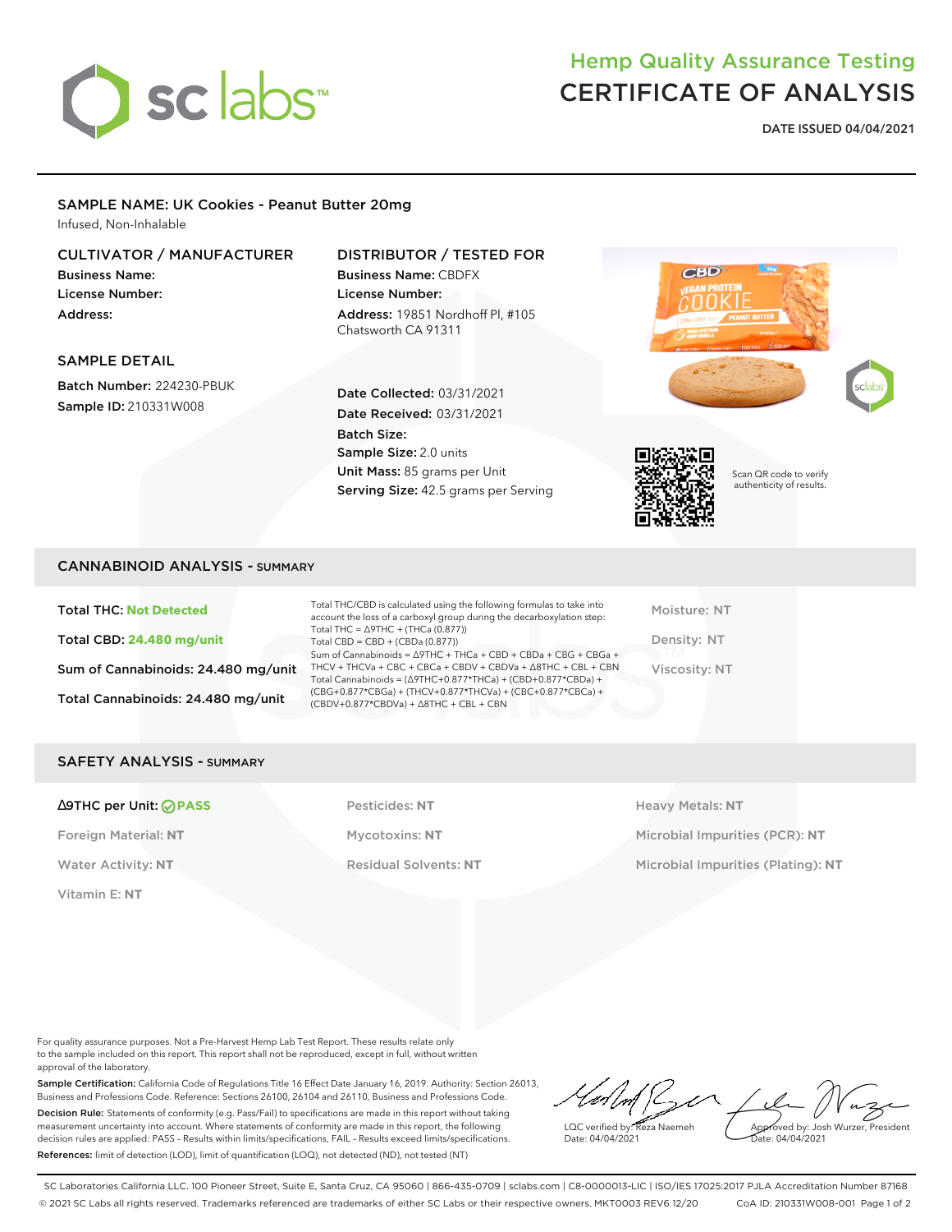# Hemp Quality Assurance Testing
# CERTIFICATE OF ANALYSIS

**DATE ISSUED 04/04/2021**

## SAMPLE NAME: UK Cookies - Peanut Butter 20mg

Infused, Non-Inhalable

### CULTIVATOR / MANUFACTURER

**Business Name:**
**License Number:**
**Address:**

### DISTRIBUTOR / TESTED FOR

**Business Name:** CBDFX
**License Number:**
**Address:** 19851 Nordhoff Pl, #105 Chatsworth CA 91311

### SAMPLE DETAIL

**Batch Number:** 224230-PBUK
**Sample ID:** 210331W008

**Date Collected:** 03/31/2021
**Date Received:** 03/31/2021
**Batch Size:**
**Sample Size:** 2.0 units
**Unit Mass:** 85 grams per Unit
**Serving Size:** 42.5 grams per Serving

Scan QR code to verify authenticity of results.

## CANNABINOID ANALYSIS - SUMMARY

**Total THC:** **Not Detected**

**Total CBD:** **24.480 mg/unit**

**Sum of Cannabinoids:** 24.480 mg/unit

**Total Cannabinoids:** 24.480 mg/unit

Total THC/CBD is calculated using the following formulas to take into account the loss of a carboxyl group during the decarboxylation step:
Total THC = Δ9THC + (THCa (0.877))
Total CBD = CBD + (CBDa (0.877))
Sum of Cannabinoids = Δ9THC + THCa + CBD + CBDa + CBG + CBGa + THCV + THCVa + CBC + CBCa + CBDV + CBDVa + Δ8THC + CBL + CBN
Total Cannabinoids = (Δ9THC+0.877*THCa) + (CBD+0.877*CBDa) + (CBG+0.877*CBGa) + (THCV+0.877*THCVa) + (CBC+0.877*CBCa) + (CBDV+0.877*CBDVa) + Δ8THC + CBL + CBN

Moisture: NT

Density: NT

Viscosity: NT

## SAFETY ANALYSIS - SUMMARY

**Δ9THC per Unit:** **PASS**

Foreign Material: **NT**

Water Activity: **NT**

Vitamin E: **NT**

Pesticides: **NT**

Mycotoxins: **NT**

Residual Solvents: **NT**

Heavy Metals: **NT**

Microbial Impurities (PCR): **NT**

Microbial Impurities (Plating): **NT**

For quality assurance purposes. Not a Pre-Harvest Hemp Lab Test Report. These results relate only to the sample included on this report. This report shall not be reproduced, except in full, without written approval of the laboratory.

**Sample Certification:** California Code of Regulations Title 16 Effect Date January 16, 2019. Authority: Section 26013, Business and Professions Code. Reference: Sections 26100, 26104 and 26110, Business and Professions Code.

**Decision Rule:** Statements of conformity (e.g. Pass/Fail) to specifications are made in this report without taking measurement uncertainty into account. Where statements of conformity are made in this report, the following decision rules are applied: PASS – Results within limits/specifications, FAIL – Results exceed limits/specifications.

**References:** limit of detection (LOD), limit of quantification (LOQ), not detected (ND), not tested (NT)

LQC verified by: Reza Naemeh
Date: 04/04/2021

Approved by: Josh Wurzer, President
Date: 04/04/2021

SC Laboratories California LLC. 100 Pioneer Street, Suite E, Santa Cruz, CA 95060 | 866-435-0709 | sclabs.com | C8-0000013-LIC | ISO/IES 17025:2017 PJLA Accreditation Number 87168
© 2021 SC Labs all rights reserved. Trademarks referenced are trademarks of either SC Labs or their respective owners. MKT0003 REV6 12/20 CoA ID: 210331W008-001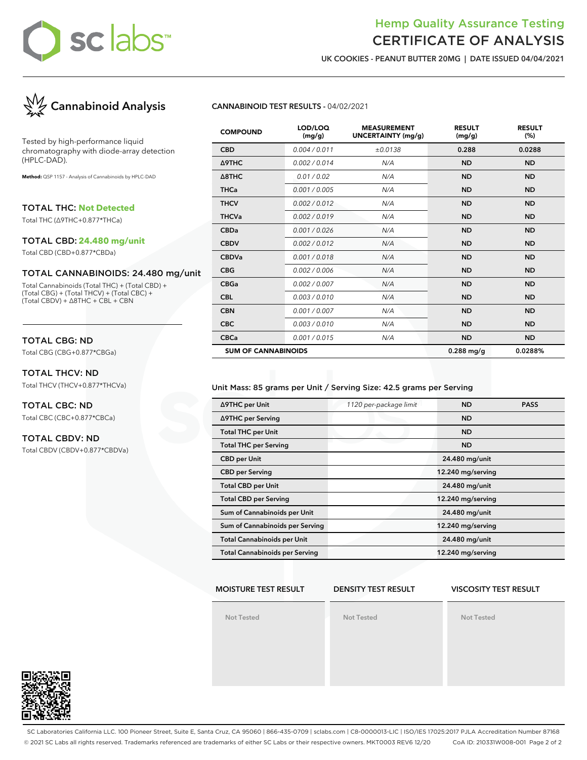# Hemp Quality Assurance Testing
# CERTIFICATE OF ANALYSIS

**UK COOKIES - PEANUT BUTTER 20MG | DATE ISSUED 04/04/2021**

## Cannabinoid Analysis

Tested by high-performance liquid chromatography with diode-array detection (HPLC-DAD).

**Method:** QSP 1157 - Analysis of Cannabinoids by HPLC-DAD

### TOTAL THC: Not Detected
Total THC (Δ9THC+0.877*THCa)

### TOTAL CBD: 24.480 mg/unit
Total CBD (CBD+0.877*CBDa)

### TOTAL CANNABINOIDS: 24.480 mg/unit
Total Cannabinoids (Total THC) + (Total CBD) + (Total CBG) + (Total THCV) + (Total CBC) + (Total CBDV) + Δ8THC + CBL + CBN

### TOTAL CBG: ND
Total CBG (CBG+0.877*CBGa)

### TOTAL THCV: ND
Total THCV (THCV+0.877*THCVa)

### TOTAL CBC: ND
Total CBC (CBC+0.877*CBCa)

### TOTAL CBDV: ND
Total CBDV (CBDV+0.877*CBDVa)

**CANNABINOID TEST RESULTS** - 04/02/2021

| COMPOUND | LOD/LOQ (mg/g) | MEASUREMENT UNCERTAINTY (mg/g) | RESULT (mg/g) | RESULT (%) |
|---|---|---|---|---|
| CBD | 0.004 / 0.011 | ±0.0138 | 0.288 | 0.0288 |
| Δ9THC | 0.002 / 0.014 | N/A | ND | ND |
| Δ8THC | 0.01 / 0.02 | N/A | ND | ND |
| THCa | 0.001 / 0.005 | N/A | ND | ND |
| THCV | 0.002 / 0.012 | N/A | ND | ND |
| THCVa | 0.002 / 0.019 | N/A | ND | ND |
| CBDa | 0.001 / 0.026 | N/A | ND | ND |
| CBDV | 0.002 / 0.012 | N/A | ND | ND |
| CBDVa | 0.001 / 0.018 | N/A | ND | ND |
| CBG | 0.002 / 0.006 | N/A | ND | ND |
| CBGa | 0.002 / 0.007 | N/A | ND | ND |
| CBL | 0.003 / 0.010 | N/A | ND | ND |
| CBN | 0.001 / 0.007 | N/A | ND | ND |
| CBC | 0.003 / 0.010 | N/A | ND | ND |
| CBCa | 0.001 / 0.015 | N/A | ND | ND |
| **SUM OF CANNABINOIDS** | | | **0.288 mg/g** | **0.0288%** |

Unit Mass: 85 grams per Unit / Serving Size: 42.5 grams per Serving

| | | | |
|---|---|---|---|
| Δ9THC per Unit | 1120 per-package limit | ND | PASS |
| Δ9THC per Serving | | ND | |
| Total THC per Unit | | ND | |
| Total THC per Serving | | ND | |
| CBD per Unit | | 24.480 mg/unit | |
| CBD per Serving | | 12.240 mg/serving | |
| Total CBD per Unit | | 24.480 mg/unit | |
| Total CBD per Serving | | 12.240 mg/serving | |
| Sum of Cannabinoids per Unit | | 24.480 mg/unit | |
| Sum of Cannabinoids per Serving | | 12.240 mg/serving | |
| Total Cannabinoids per Unit | | 24.480 mg/unit | |
| Total Cannabinoids per Serving | | 12.240 mg/serving | |

| MOISTURE TEST RESULT | DENSITY TEST RESULT | VISCOSITY TEST RESULT |
|---|---|---|
| Not Tested | Not Tested | Not Tested |

SC Laboratories California LLC. 100 Pioneer Street, Suite E, Santa Cruz, CA 95060 | 866-435-0709 | sclabs.com | C8-0000013-LIC | ISO/IES 17025:2017 PJLA Accreditation Number 87168
© 2021 SC Labs all rights reserved. Trademarks referenced are trademarks of either SC Labs or their respective owners. MKT0003 REV6 12/20 CoA ID: 210331W008-001